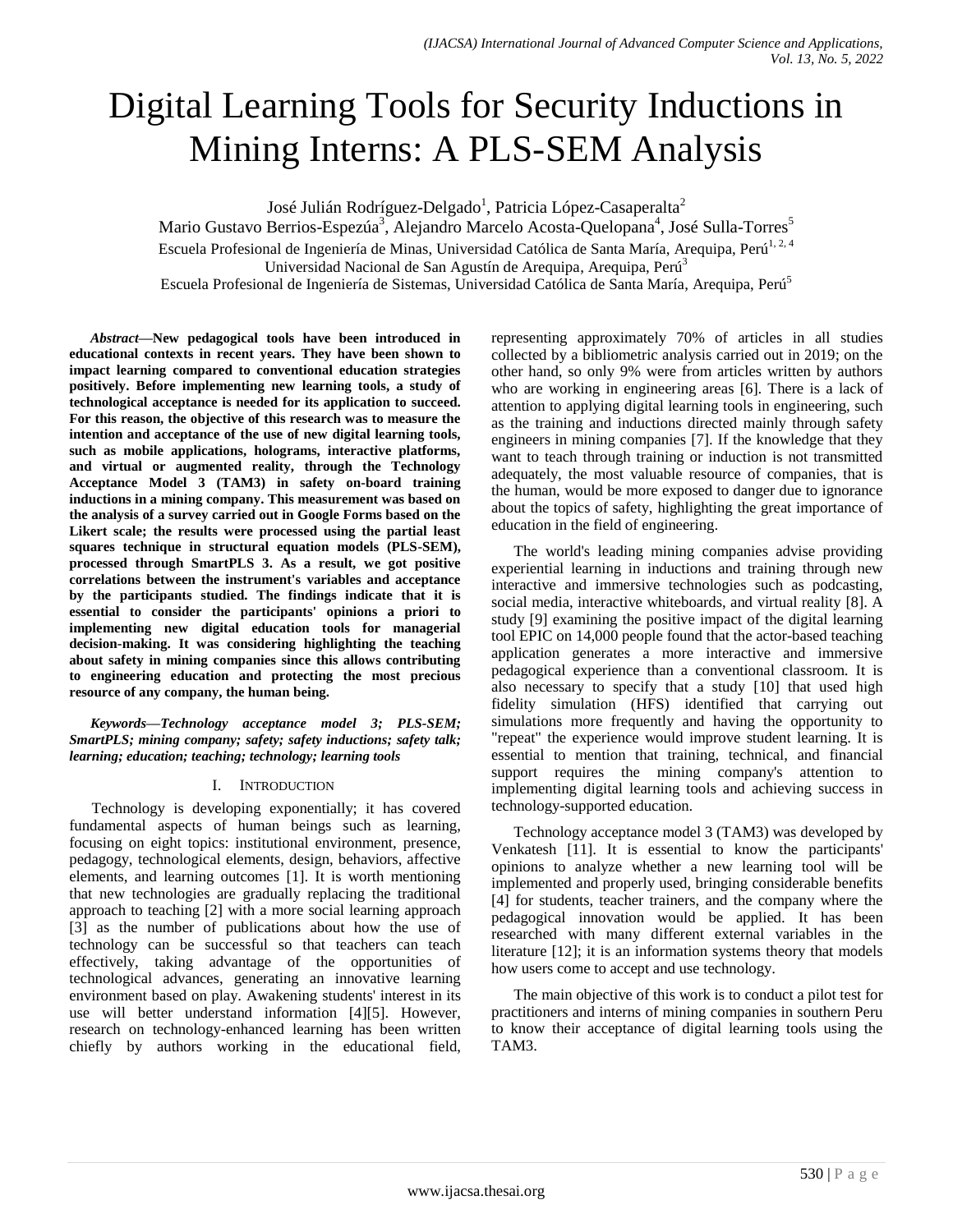# Digital Learning Tools for Security Inductions in Mining Interns: A PLS-SEM Analysis

José Julián Rodríguez-Delgado[1], Patricia López-Casaperalta[2]
Mario Gustavo Berrios-Espezúa[3], Alejandro Marcelo Acosta-Quelopana[4], José Sulla-Torres[5]
Escuela Profesional de Ingeniería de Minas, Universidad Católica de Santa María, Arequipa, Perú[1, 2, 4]
Universidad Nacional de San Agustín de Arequipa, Arequipa, Perú[3]
Escuela Profesional de Ingeniería de Sistemas, Universidad Católica de Santa María, Arequipa, Perú[5]

***Abstract*—New pedagogical tools have been introduced in educational contexts in recent years. They have been shown to impact learning compared to conventional education strategies positively. Before implementing new learning tools, a study of technological acceptance is needed for its application to succeed. For this reason, the objective of this research was to measure the intention and acceptance of the use of new digital learning tools, such as mobile applications, holograms, interactive platforms, and virtual or augmented reality, through the Technology Acceptance Model 3 (TAM3) in safety on-board training inductions in a mining company. This measurement was based on the analysis of a survey carried out in Google Forms based on the Likert scale; the results were processed using the partial least squares technique in structural equation models (PLS-SEM), processed through SmartPLS 3. As a result, we got positive correlations between the instrument's variables and acceptance by the participants studied. The findings indicate that it is essential to consider the participants' opinions a priori to implementing new digital education tools for managerial decision-making. It was considering highlighting the teaching about safety in mining companies since this allows contributing to engineering education and protecting the most precious resource of any company, the human being.**

***Keywords*—*Technology acceptance model 3; PLS-SEM; SmartPLS; mining company; safety; safety inductions; safety talk; learning; education; teaching; technology; learning tools***

## I. Introduction

Technology is developing exponentially; it has covered fundamental aspects of human beings such as learning, focusing on eight topics: institutional environment, presence, pedagogy, technological elements, design, behaviors, affective elements, and learning outcomes [1]. It is worth mentioning that new technologies are gradually replacing the traditional approach to teaching [2] with a more social learning approach [3] as the number of publications about how the use of technology can be successful so that teachers can teach effectively, taking advantage of the opportunities of technological advances, generating an innovative learning environment based on play. Awakening students' interest in its use will better understand information [4][5]. However, research on technology-enhanced learning has been written chiefly by authors working in the educational field, representing approximately 70% of articles in all studies collected by a bibliometric analysis carried out in 2019; on the other hand, so only 9% were from articles written by authors who are working in engineering areas [6]. There is a lack of attention to applying digital learning tools in engineering, such as the training and inductions directed mainly through safety engineers in mining companies [7]. If the knowledge that they want to teach through training or induction is not transmitted adequately, the most valuable resource of companies, that is the human, would be more exposed to danger due to ignorance about the topics of safety, highlighting the great importance of education in the field of engineering.

The world's leading mining companies advise providing experiential learning in inductions and training through new interactive and immersive technologies such as podcasting, social media, interactive whiteboards, and virtual reality [8]. A study [9] examining the positive impact of the digital learning tool EPIC on 14,000 people found that the actor-based teaching application generates a more interactive and immersive pedagogical experience than a conventional classroom. It is also necessary to specify that a study [10] that used high fidelity simulation (HFS) identified that carrying out simulations more frequently and having the opportunity to "repeat" the experience would improve student learning. It is essential to mention that training, technical, and financial support requires the mining company's attention to implementing digital learning tools and achieving success in technology-supported education.

Technology acceptance model 3 (TAM3) was developed by Venkatesh [11]. It is essential to know the participants' opinions to analyze whether a new learning tool will be implemented and properly used, bringing considerable benefits [4] for students, teacher trainers, and the company where the pedagogical innovation would be applied. It has been researched with many different external variables in the literature [12]; it is an information systems theory that models how users come to accept and use technology.

The main objective of this work is to conduct a pilot test for practitioners and interns of mining companies in southern Peru to know their acceptance of digital learning tools using the TAM3.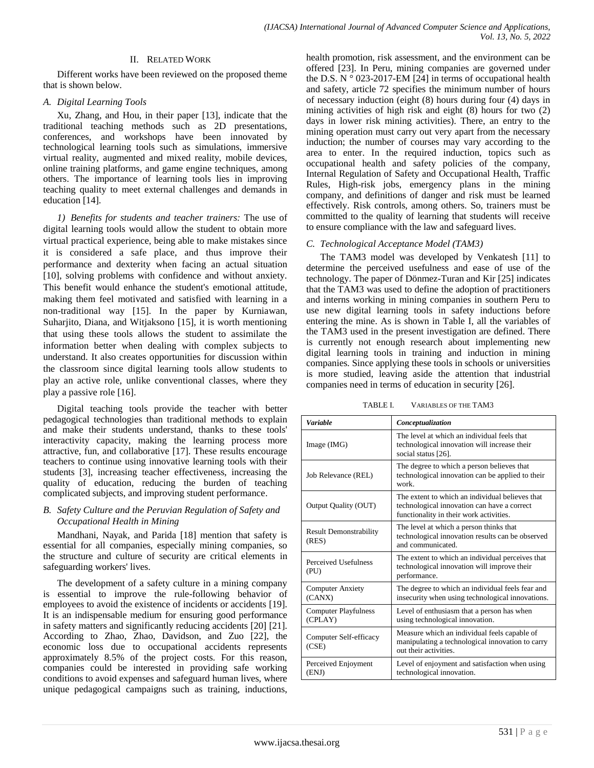## II. Related Work

Different works have been reviewed on the proposed theme that is shown below.

### A. Digital Learning Tools

Xu, Zhang, and Hou, in their paper [13], indicate that the traditional teaching methods such as 2D presentations, conferences, and workshops have been innovated by technological learning tools such as simulations, immersive virtual reality, augmented and mixed reality, mobile devices, online training platforms, and game engine techniques, among others. The importance of learning tools lies in improving teaching quality to meet external challenges and demands in education [14].

*1) Benefits for students and teacher trainers:* The use of digital learning tools would allow the student to obtain more virtual practical experience, being able to make mistakes since it is considered a safe place, and thus improve their performance and dexterity when facing an actual situation [10], solving problems with confidence and without anxiety. This benefit would enhance the student's emotional attitude, making them feel motivated and satisfied with learning in a non-traditional way [15]. In the paper by Kurniawan, Suharjito, Diana, and Witjaksono [15], it is worth mentioning that using these tools allows the student to assimilate the information better when dealing with complex subjects to understand. It also creates opportunities for discussion within the classroom since digital learning tools allow students to play an active role, unlike conventional classes, where they play a passive role [16].

Digital teaching tools provide the teacher with better pedagogical technologies than traditional methods to explain and make their students understand, thanks to these tools' interactivity capacity, making the learning process more attractive, fun, and collaborative [17]. These results encourage teachers to continue using innovative learning tools with their students [3], increasing teacher effectiveness, increasing the quality of education, reducing the burden of teaching complicated subjects, and improving student performance.

### B. Safety Culture and the Peruvian Regulation of Safety and Occupational Health in Mining

Mandhani, Nayak, and Parida [18] mention that safety is essential for all companies, especially mining companies, so the structure and culture of security are critical elements in safeguarding workers' lives.

The development of a safety culture in a mining company is essential to improve the rule-following behavior of employees to avoid the existence of incidents or accidents [19]. It is an indispensable medium for ensuring good performance in safety matters and significantly reducing accidents [20] [21]. According to Zhao, Zhao, Davidson, and Zuo [22], the economic loss due to occupational accidents represents approximately 8.5% of the project costs. For this reason, companies could be interested in providing safe working conditions to avoid expenses and safeguard human lives, where unique pedagogical campaigns such as training, inductions, health promotion, risk assessment, and the environment can be offered [23]. In Peru, mining companies are governed under the D.S. N ° 023-2017-EM [24] in terms of occupational health and safety, article 72 specifies the minimum number of hours of necessary induction (eight (8) hours during four (4) days in mining activities of high risk and eight (8) hours for two (2) days in lower risk mining activities). There, an entry to the mining operation must carry out very apart from the necessary induction; the number of courses may vary according to the area to enter. In the required induction, topics such as occupational health and safety policies of the company, Internal Regulation of Safety and Occupational Health, Traffic Rules, High-risk jobs, emergency plans in the mining company, and definitions of danger and risk must be learned effectively. Risk controls, among others. So, trainers must be committed to the quality of learning that students will receive to ensure compliance with the law and safeguard lives.

### C. Technological Acceptance Model (TAM3)

The TAM3 model was developed by Venkatesh [11] to determine the perceived usefulness and ease of use of the technology. The paper of Dönmez-Turan and Kir [25] indicates that the TAM3 was used to define the adoption of practitioners and interns working in mining companies in southern Peru to use new digital learning tools in safety inductions before entering the mine. As is shown in Table I, all the variables of the TAM3 used in the present investigation are defined. There is currently not enough research about implementing new digital learning tools in training and induction in mining companies. Since applying these tools in schools or universities is more studied, leaving aside the attention that industrial companies need in terms of education in security [26].

TABLE I. Variables of the TAM3

| ***Variable*** | ***Conceptualization*** |
|---|---|
| Image (IMG) | The level at which an individual feels that technological innovation will increase their social status [26]. |
| Job Relevance (REL) | The degree to which a person believes that technological innovation can be applied to their work. |
| Output Quality (OUT) | The extent to which an individual believes that technological innovation can have a correct functionality in their work activities. |
| Result Demonstrability (RES) | The level at which a person thinks that technological innovation results can be observed and communicated. |
| Perceived Usefulness (PU) | The extent to which an individual perceives that technological innovation will improve their performance. |
| Computer Anxiety (CANX) | The degree to which an individual feels fear and insecurity when using technological innovations. |
| Computer Playfulness (CPLAY) | Level of enthusiasm that a person has when using technological innovation. |
| Computer Self-efficacy (CSE) | Measure which an individual feels capable of manipulating a technological innovation to carry out their activities. |
| Perceived Enjoyment (ENJ) | Level of enjoyment and satisfaction when using technological innovation. |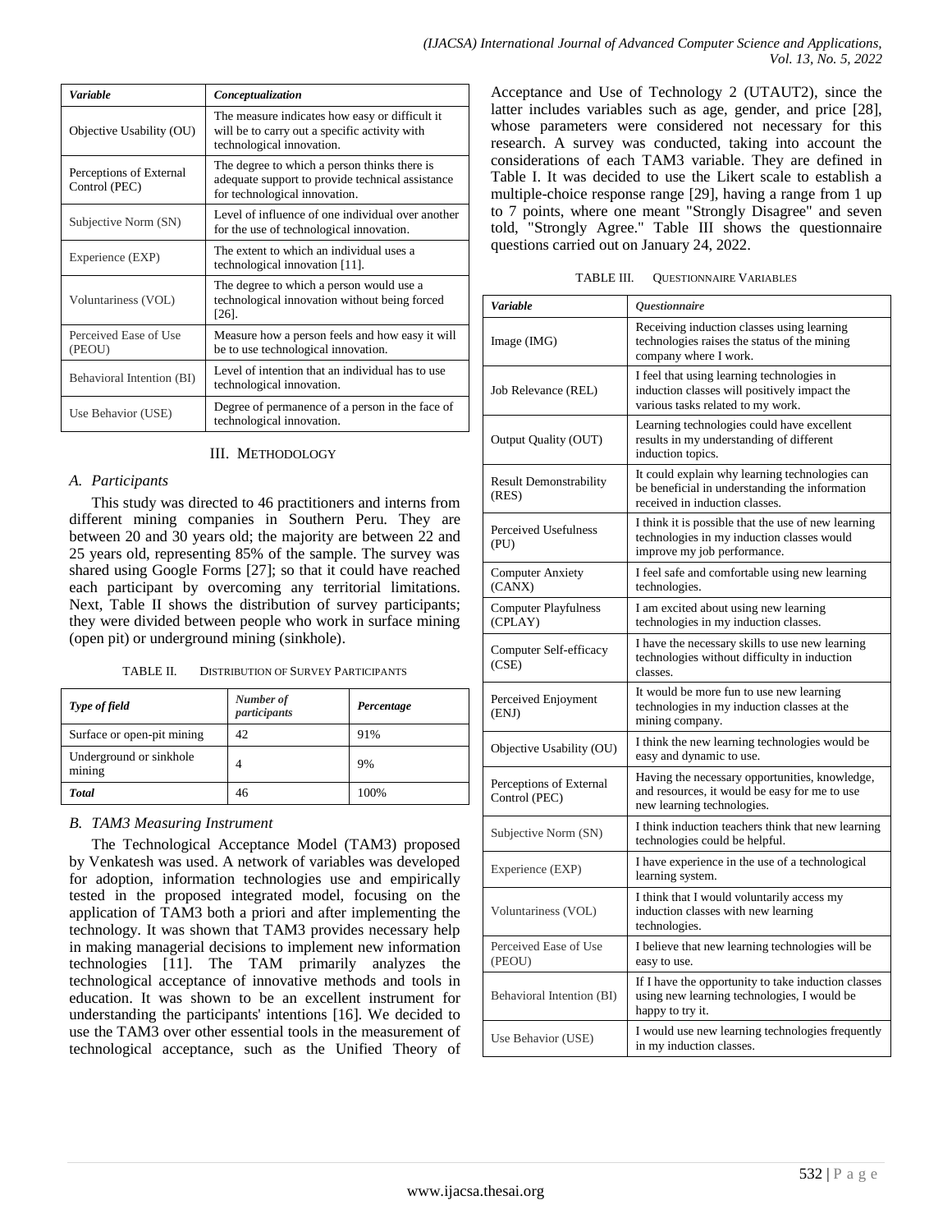| *Variable* | *Conceptualization* |
| --- | --- |
| Objective Usability (OU) | The measure indicates how easy or difficult it will be to carry out a specific activity with technological innovation. |
| Perceptions of External Control (PEC) | The degree to which a person thinks there is adequate support to provide technical assistance for technological innovation. |
| Subjective Norm (SN) | Level of influence of one individual over another for the use of technological innovation. |
| Experience (EXP) | The extent to which an individual uses a technological innovation [11]. |
| Voluntariness (VOL) | The degree to which a person would use a technological innovation without being forced [26]. |
| Perceived Ease of Use (PEOU) | Measure how a person feels and how easy it will be to use technological innovation. |
| Behavioral Intention (BI) | Level of intention that an individual has to use technological innovation. |
| Use Behavior (USE) | Degree of permanence of a person in the face of technological innovation. |

## III. Methodology

### A. Participants

This study was directed to 46 practitioners and interns from different mining companies in Southern Peru. They are between 20 and 30 years old; the majority are between 22 and 25 years old, representing 85% of the sample. The survey was shared using Google Forms [27]; so that it could have reached each participant by overcoming any territorial limitations. Next, Table II shows the distribution of survey participants; they were divided between people who work in surface mining (open pit) or underground mining (sinkhole).

TABLE II. Distribution of Survey Participants

| *Type of field* | *Number of participants* | *Percentage* |
| --- | --- | --- |
| Surface or open-pit mining | 42 | 91% |
| Underground or sinkhole mining | 4 | 9% |
| ***Total*** | 46 | 100% |

### B. TAM3 Measuring Instrument

The Technological Acceptance Model (TAM3) proposed by Venkatesh was used. A network of variables was developed for adoption, information technologies use and empirically tested in the proposed integrated model, focusing on the application of TAM3 both a priori and after implementing the technology. It was shown that TAM3 provides necessary help in making managerial decisions to implement new information technologies [11]. The TAM primarily analyzes the technological acceptance of innovative methods and tools in education. It was shown to be an excellent instrument for understanding the participants' intentions [16]. We decided to use the TAM3 over other essential tools in the measurement of technological acceptance, such as the Unified Theory of Acceptance and Use of Technology 2 (UTAUT2), since the latter includes variables such as age, gender, and price [28], whose parameters were considered not necessary for this research. A survey was conducted, taking into account the considerations of each TAM3 variable. They are defined in Table I. It was decided to use the Likert scale to establish a multiple-choice response range [29], having a range from 1 up to 7 points, where one meant "Strongly Disagree" and seven told, "Strongly Agree." Table III shows the questionnaire questions carried out on January 24, 2022.

TABLE III. Questionnaire Variables

| *Variable* | *Questionnaire* |
| --- | --- |
| Image (IMG) | Receiving induction classes using learning technologies raises the status of the mining company where I work. |
| Job Relevance (REL) | I feel that using learning technologies in induction classes will positively impact the various tasks related to my work. |
| Output Quality (OUT) | Learning technologies could have excellent results in my understanding of different induction topics. |
| Result Demonstrability (RES) | It could explain why learning technologies can be beneficial in understanding the information received in induction classes. |
| Perceived Usefulness (PU) | I think it is possible that the use of new learning technologies in my induction classes would improve my job performance. |
| Computer Anxiety (CANX) | I feel safe and comfortable using new learning technologies. |
| Computer Playfulness (CPLAY) | I am excited about using new learning technologies in my induction classes. |
| Computer Self-efficacy (CSE) | I have the necessary skills to use new learning technologies without difficulty in induction classes. |
| Perceived Enjoyment (ENJ) | It would be more fun to use new learning technologies in my induction classes at the mining company. |
| Objective Usability (OU) | I think the new learning technologies would be easy and dynamic to use. |
| Perceptions of External Control (PEC) | Having the necessary opportunities, knowledge, and resources, it would be easy for me to use new learning technologies. |
| Subjective Norm (SN) | I think induction teachers think that new learning technologies could be helpful. |
| Experience (EXP) | I have experience in the use of a technological learning system. |
| Voluntariness (VOL) | I think that I would voluntarily access my induction classes with new learning technologies. |
| Perceived Ease of Use (PEOU) | I believe that new learning technologies will be easy to use. |
| Behavioral Intention (BI) | If I have the opportunity to take induction classes using new learning technologies, I would be happy to try it. |
| Use Behavior (USE) | I would use new learning technologies frequently in my induction classes. |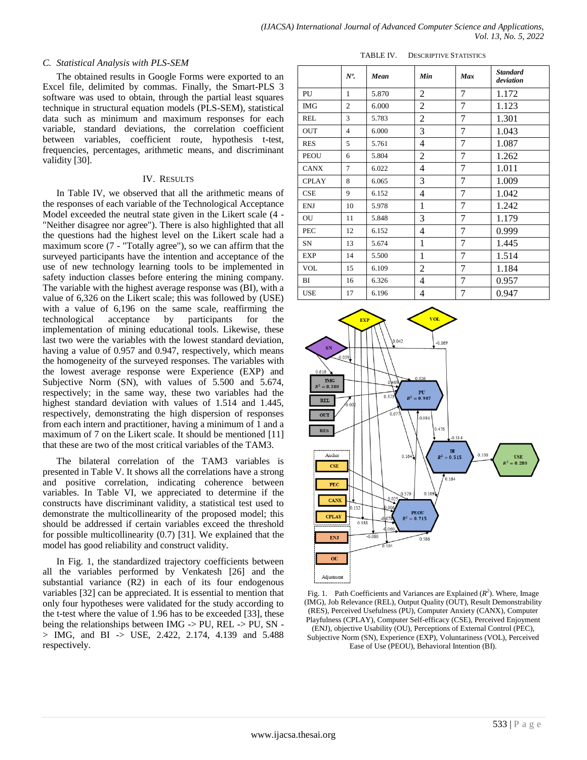### C. Statistical Analysis with PLS-SEM

The obtained results in Google Forms were exported to an Excel file, delimited by commas. Finally, the Smart-PLS 3 software was used to obtain, through the partial least squares technique in structural equation models (PLS-SEM), statistical data such as minimum and maximum responses for each variable, standard deviations, the correlation coefficient between variables, coefficient route, hypothesis t-test, frequencies, percentages, arithmetic means, and discriminant validity [30].

## IV. Results

In Table IV, we observed that all the arithmetic means of the responses of each variable of the Technological Acceptance Model exceeded the neutral state given in the Likert scale (4 - "Neither disagree nor agree"). There is also highlighted that all the questions had the highest level on the Likert scale had a maximum score (7 - "Totally agree"), so we can affirm that the surveyed participants have the intention and acceptance of the use of new technology learning tools to be implemented in safety induction classes before entering the mining company. The variable with the highest average response was (BI), with a value of 6,326 on the Likert scale; this was followed by (USE) with a value of 6,196 on the same scale, reaffirming the technological acceptance by participants for the implementation of mining educational tools. Likewise, these last two were the variables with the lowest standard deviation, having a value of 0.957 and 0.947, respectively, which means the homogeneity of the surveyed responses. The variables with the lowest average response were Experience (EXP) and Subjective Norm (SN), with values of 5.500 and 5.674, respectively; in the same way, these two variables had the highest standard deviation with values of 1.514 and 1.445, respectively, demonstrating the high dispersion of responses from each intern and practitioner, having a minimum of 1 and a maximum of 7 on the Likert scale. It should be mentioned [11] that these are two of the most critical variables of the TAM3.

The bilateral correlation of the TAM3 variables is presented in Table V. It shows all the correlations have a strong and positive correlation, indicating coherence between variables. In Table VI, we appreciated to determine if the constructs have discriminant validity, a statistical test used to demonstrate the multicollinearity of the proposed model; this should be addressed if certain variables exceed the threshold for possible multicollinearity (0.7) [31]. We explained that the model has good reliability and construct validity.

In Fig. 1, the standardized trajectory coefficients between all the variables performed by Venkatesh [26] and the substantial variance (R2) in each of its four endogenous variables [32] can be appreciated. It is essential to mention that only four hypotheses were validated for the study according to the t-test where the value of 1.96 has to be exceeded [33], these being the relationships between IMG -> PU, REL -> PU, SN -> IMG, and BI -> USE, 2.422, 2.174, 4.139 and 5.488 respectively.

TABLE IV. Descriptive Statistics

| | *Nº.* | *Mean* | *Min* | *Max* | *Standard deviation* |
|---|---|---|---|---|---|
| PU | 1 | 5.870 | 2 | 7 | 1.172 |
| IMG | 2 | 6.000 | 2 | 7 | 1.123 |
| REL | 3 | 5.783 | 2 | 7 | 1.301 |
| OUT | 4 | 6.000 | 3 | 7 | 1.043 |
| RES | 5 | 5.761 | 4 | 7 | 1.087 |
| PEOU | 6 | 5.804 | 2 | 7 | 1.262 |
| CANX | 7 | 6.022 | 4 | 7 | 1.011 |
| CPLAY | 8 | 6.065 | 3 | 7 | 1.009 |
| CSE | 9 | 6.152 | 4 | 7 | 1.042 |
| ENJ | 10 | 5.978 | 1 | 7 | 1.242 |
| OU | 11 | 5.848 | 3 | 7 | 1.179 |
| PEC | 12 | 6.152 | 4 | 7 | 0.999 |
| SN | 13 | 5.674 | 1 | 7 | 1.445 |
| EXP | 14 | 5.500 | 1 | 7 | 1.514 |
| VOL | 15 | 6.109 | 2 | 7 | 1.184 |
| BI | 16 | 6.326 | 4 | 7 | 0.957 |
| USE | 17 | 6.196 | 4 | 7 | 0.947 |

Fig. 1. Path Coefficients and Variances are Explained ($R^2$). Where, Image (IMG), Job Relevance (REL), Output Quality (OUT), Result Demonstrability (RES), Perceived Usefulness (PU), Computer Anxiety (CANX), Computer Playfulness (CPLAY), Computer Self-efficacy (CSE), Perceived Enjoyment (ENJ), objective Usability (OU), Perceptions of External Control (PEC), Subjective Norm (SN), Experience (EXP), Voluntariness (VOL), Perceived Ease of Use (PEOU), Behavioral Intention (BI).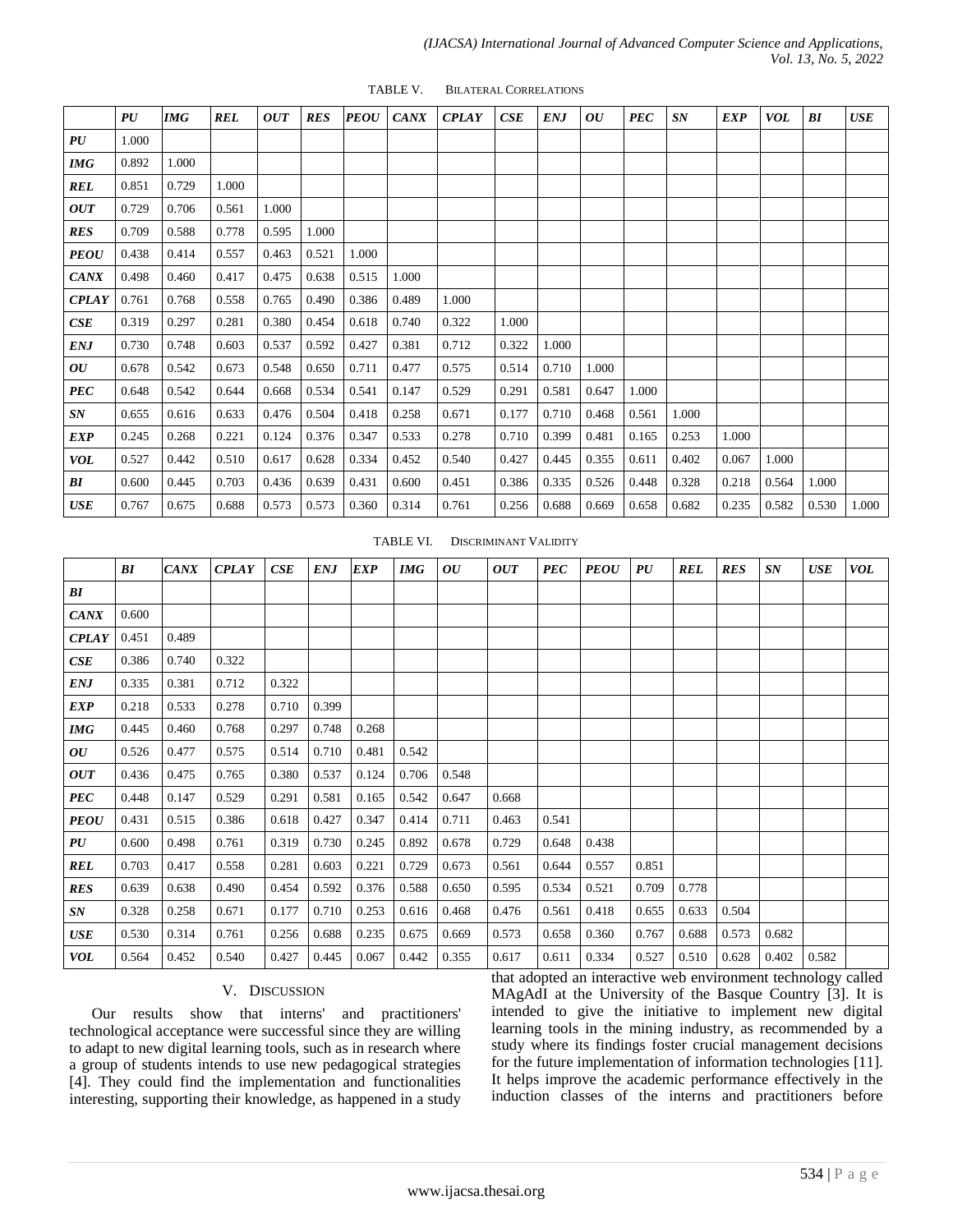TABLE V. BILATERAL CORRELATIONS

| | *PU* | *IMG* | *REL* | *OUT* | *RES* | *PEOU* | *CANX* | *CPLAY* | *CSE* | *ENJ* | *OU* | *PEC* | *SN* | *EXP* | *VOL* | *BI* | *USE* |
|---|---|---|---|---|---|---|---|---|---|---|---|---|---|---|---|---|---|
| ***PU*** | 1.000 | | | | | | | | | | | | | | | | |
| ***IMG*** | 0.892 | 1.000 | | | | | | | | | | | | | | | |
| ***REL*** | 0.851 | 0.729 | 1.000 | | | | | | | | | | | | | | |
| ***OUT*** | 0.729 | 0.706 | 0.561 | 1.000 | | | | | | | | | | | | | |
| ***RES*** | 0.709 | 0.588 | 0.778 | 0.595 | 1.000 | | | | | | | | | | | | |
| ***PEOU*** | 0.438 | 0.414 | 0.557 | 0.463 | 0.521 | 1.000 | | | | | | | | | | | |
| ***CANX*** | 0.498 | 0.460 | 0.417 | 0.475 | 0.638 | 0.515 | 1.000 | | | | | | | | | | |
| ***CPLAY*** | 0.761 | 0.768 | 0.558 | 0.765 | 0.490 | 0.386 | 0.489 | 1.000 | | | | | | | | | |
| ***CSE*** | 0.319 | 0.297 | 0.281 | 0.380 | 0.454 | 0.618 | 0.740 | 0.322 | 1.000 | | | | | | | | |
| ***ENJ*** | 0.730 | 0.748 | 0.603 | 0.537 | 0.592 | 0.427 | 0.381 | 0.712 | 0.322 | 1.000 | | | | | | | |
| ***OU*** | 0.678 | 0.542 | 0.673 | 0.548 | 0.650 | 0.711 | 0.477 | 0.575 | 0.514 | 0.710 | 1.000 | | | | | | |
| ***PEC*** | 0.648 | 0.542 | 0.644 | 0.668 | 0.534 | 0.541 | 0.147 | 0.529 | 0.291 | 0.581 | 0.647 | 1.000 | | | | | |
| ***SN*** | 0.655 | 0.616 | 0.633 | 0.476 | 0.504 | 0.418 | 0.258 | 0.671 | 0.177 | 0.710 | 0.468 | 0.561 | 1.000 | | | | |
| ***EXP*** | 0.245 | 0.268 | 0.221 | 0.124 | 0.376 | 0.347 | 0.533 | 0.278 | 0.710 | 0.399 | 0.481 | 0.165 | 0.253 | 1.000 | | | |
| ***VOL*** | 0.527 | 0.442 | 0.510 | 0.617 | 0.628 | 0.334 | 0.452 | 0.540 | 0.427 | 0.445 | 0.355 | 0.611 | 0.402 | 0.067 | 1.000 | | |
| ***BI*** | 0.600 | 0.445 | 0.703 | 0.436 | 0.639 | 0.431 | 0.600 | 0.451 | 0.386 | 0.335 | 0.526 | 0.448 | 0.328 | 0.218 | 0.564 | 1.000 | |
| ***USE*** | 0.767 | 0.675 | 0.688 | 0.573 | 0.573 | 0.360 | 0.314 | 0.761 | 0.256 | 0.688 | 0.669 | 0.658 | 0.682 | 0.235 | 0.582 | 0.530 | 1.000 |

TABLE VI. DISCRIMINANT VALIDITY

| | *BI* | *CANX* | *CPLAY* | *CSE* | *ENJ* | *EXP* | *IMG* | *OU* | *OUT* | *PEC* | *PEOU* | *PU* | *REL* | *RES* | *SN* | *USE* | *VOL* |
|---|---|---|---|---|---|---|---|---|---|---|---|---|---|---|---|---|---|
| ***BI*** | | | | | | | | | | | | | | | | | |
| ***CANX*** | 0.600 | | | | | | | | | | | | | | | | |
| ***CPLAY*** | 0.451 | 0.489 | | | | | | | | | | | | | | | |
| ***CSE*** | 0.386 | 0.740 | 0.322 | | | | | | | | | | | | | | |
| ***ENJ*** | 0.335 | 0.381 | 0.712 | 0.322 | | | | | | | | | | | | | |
| ***EXP*** | 0.218 | 0.533 | 0.278 | 0.710 | 0.399 | | | | | | | | | | | | |
| ***IMG*** | 0.445 | 0.460 | 0.768 | 0.297 | 0.748 | 0.268 | | | | | | | | | | | |
| ***OU*** | 0.526 | 0.477 | 0.575 | 0.514 | 0.710 | 0.481 | 0.542 | | | | | | | | | | |
| ***OUT*** | 0.436 | 0.475 | 0.765 | 0.380 | 0.537 | 0.124 | 0.706 | 0.548 | | | | | | | | | |
| ***PEC*** | 0.448 | 0.147 | 0.529 | 0.291 | 0.581 | 0.165 | 0.542 | 0.647 | 0.668 | | | | | | | | |
| ***PEOU*** | 0.431 | 0.515 | 0.386 | 0.618 | 0.427 | 0.347 | 0.414 | 0.711 | 0.463 | 0.541 | | | | | | | |
| ***PU*** | 0.600 | 0.498 | 0.761 | 0.319 | 0.730 | 0.245 | 0.892 | 0.678 | 0.729 | 0.648 | 0.438 | | | | | | |
| ***REL*** | 0.703 | 0.417 | 0.558 | 0.281 | 0.603 | 0.221 | 0.729 | 0.673 | 0.561 | 0.644 | 0.557 | 0.851 | | | | | |
| ***RES*** | 0.639 | 0.638 | 0.490 | 0.454 | 0.592 | 0.376 | 0.588 | 0.650 | 0.595 | 0.534 | 0.521 | 0.709 | 0.778 | | | | |
| ***SN*** | 0.328 | 0.258 | 0.671 | 0.177 | 0.710 | 0.253 | 0.616 | 0.468 | 0.476 | 0.561 | 0.418 | 0.655 | 0.633 | 0.504 | | | |
| ***USE*** | 0.530 | 0.314 | 0.761 | 0.256 | 0.688 | 0.235 | 0.675 | 0.669 | 0.573 | 0.658 | 0.360 | 0.767 | 0.688 | 0.573 | 0.682 | | |
| ***VOL*** | 0.564 | 0.452 | 0.540 | 0.427 | 0.445 | 0.067 | 0.442 | 0.355 | 0.617 | 0.611 | 0.334 | 0.527 | 0.510 | 0.628 | 0.402 | 0.582 | |

## V. DISCUSSION

Our results show that interns' and practitioners' technological acceptance were successful since they are willing to adapt to new digital learning tools, such as in research where a group of students intends to use new pedagogical strategies [4]. They could find the implementation and functionalities interesting, supporting their knowledge, as happened in a study that adopted an interactive web environment technology called MAgAdI at the University of the Basque Country [3]. It is intended to give the initiative to implement new digital learning tools in the mining industry, as recommended by a study where its findings foster crucial management decisions for the future implementation of information technologies [11]. It helps improve the academic performance effectively in the induction classes of the interns and practitioners before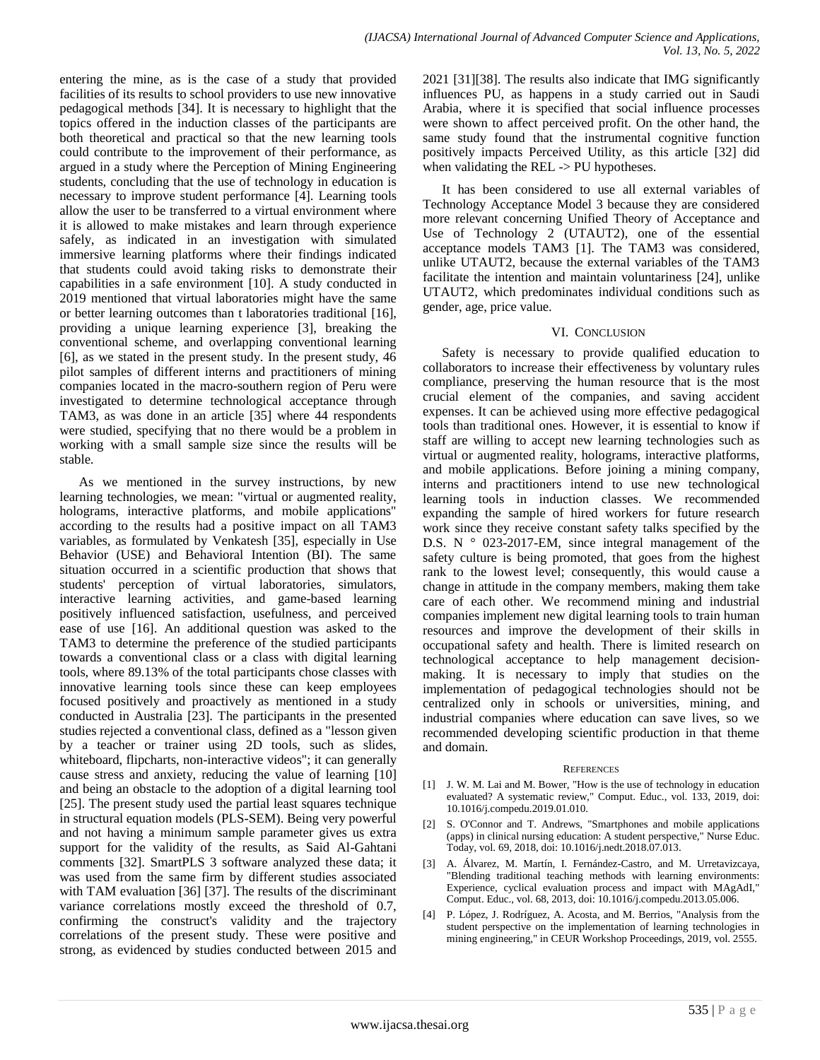entering the mine, as is the case of a study that provided facilities of its results to school providers to use new innovative pedagogical methods [34]. It is necessary to highlight that the topics offered in the induction classes of the participants are both theoretical and practical so that the new learning tools could contribute to the improvement of their performance, as argued in a study where the Perception of Mining Engineering students, concluding that the use of technology in education is necessary to improve student performance [4]. Learning tools allow the user to be transferred to a virtual environment where it is allowed to make mistakes and learn through experience safely, as indicated in an investigation with simulated immersive learning platforms where their findings indicated that students could avoid taking risks to demonstrate their capabilities in a safe environment [10]. A study conducted in 2019 mentioned that virtual laboratories might have the same or better learning outcomes than t laboratories traditional [16], providing a unique learning experience [3], breaking the conventional scheme, and overlapping conventional learning [6], as we stated in the present study. In the present study, 46 pilot samples of different interns and practitioners of mining companies located in the macro-southern region of Peru were investigated to determine technological acceptance through TAM3, as was done in an article [35] where 44 respondents were studied, specifying that no there would be a problem in working with a small sample size since the results will be stable.

As we mentioned in the survey instructions, by new learning technologies, we mean: "virtual or augmented reality, holograms, interactive platforms, and mobile applications" according to the results had a positive impact on all TAM3 variables, as formulated by Venkatesh [35], especially in Use Behavior (USE) and Behavioral Intention (BI). The same situation occurred in a scientific production that shows that students' perception of virtual laboratories, simulators, interactive learning activities, and game-based learning positively influenced satisfaction, usefulness, and perceived ease of use [16]. An additional question was asked to the TAM3 to determine the preference of the studied participants towards a conventional class or a class with digital learning tools, where 89.13% of the total participants chose classes with innovative learning tools since these can keep employees focused positively and proactively as mentioned in a study conducted in Australia [23]. The participants in the presented studies rejected a conventional class, defined as a "lesson given by a teacher or trainer using 2D tools, such as slides, whiteboard, flipcharts, non-interactive videos"; it can generally cause stress and anxiety, reducing the value of learning [10] and being an obstacle to the adoption of a digital learning tool [25]. The present study used the partial least squares technique in structural equation models (PLS-SEM). Being very powerful and not having a minimum sample parameter gives us extra support for the validity of the results, as Said Al-Gahtani comments [32]. SmartPLS 3 software analyzed these data; it was used from the same firm by different studies associated with TAM evaluation [36] [37]. The results of the discriminant variance correlations mostly exceed the threshold of 0.7, confirming the construct's validity and the trajectory correlations of the present study. These were positive and strong, as evidenced by studies conducted between 2015 and 2021 [31][38]. The results also indicate that IMG significantly influences PU, as happens in a study carried out in Saudi Arabia, where it is specified that social influence processes were shown to affect perceived profit. On the other hand, the same study found that the instrumental cognitive function positively impacts Perceived Utility, as this article [32] did when validating the REL -> PU hypotheses.

It has been considered to use all external variables of Technology Acceptance Model 3 because they are considered more relevant concerning Unified Theory of Acceptance and Use of Technology 2 (UTAUT2), one of the essential acceptance models TAM3 [1]. The TAM3 was considered, unlike UTAUT2, because the external variables of the TAM3 facilitate the intention and maintain voluntariness [24], unlike UTAUT2, which predominates individual conditions such as gender, age, price value.

## VI. Conclusion

Safety is necessary to provide qualified education to collaborators to increase their effectiveness by voluntary rules compliance, preserving the human resource that is the most crucial element of the companies, and saving accident expenses. It can be achieved using more effective pedagogical tools than traditional ones. However, it is essential to know if staff are willing to accept new learning technologies such as virtual or augmented reality, holograms, interactive platforms, and mobile applications. Before joining a mining company, interns and practitioners intend to use new technological learning tools in induction classes. We recommended expanding the sample of hired workers for future research work since they receive constant safety talks specified by the D.S. N ° 023-2017-EM, since integral management of the safety culture is being promoted, that goes from the highest rank to the lowest level; consequently, this would cause a change in attitude in the company members, making them take care of each other. We recommend mining and industrial companies implement new digital learning tools to train human resources and improve the development of their skills in occupational safety and health. There is limited research on technological acceptance to help management decision-making. It is necessary to imply that studies on the implementation of pedagogical technologies should not be centralized only in schools or universities, mining, and industrial companies where education can save lives, so we recommended developing scientific production in that theme and domain.

## References

[1] J. W. M. Lai and M. Bower, "How is the use of technology in education evaluated? A systematic review," Comput. Educ., vol. 133, 2019, doi: 10.1016/j.compedu.2019.01.010.

[2] S. O'Connor and T. Andrews, "Smartphones and mobile applications (apps) in clinical nursing education: A student perspective," Nurse Educ. Today, vol. 69, 2018, doi: 10.1016/j.nedt.2018.07.013.

[3] A. Álvarez, M. Martín, I. Fernández-Castro, and M. Urretavizcaya, "Blending traditional teaching methods with learning environments: Experience, cyclical evaluation process and impact with MAgAdI," Comput. Educ., vol. 68, 2013, doi: 10.1016/j.compedu.2013.05.006.

[4] P. López, J. Rodríguez, A. Acosta, and M. Berrios, "Analysis from the student perspective on the implementation of learning technologies in mining engineering," in CEUR Workshop Proceedings, 2019, vol. 2555.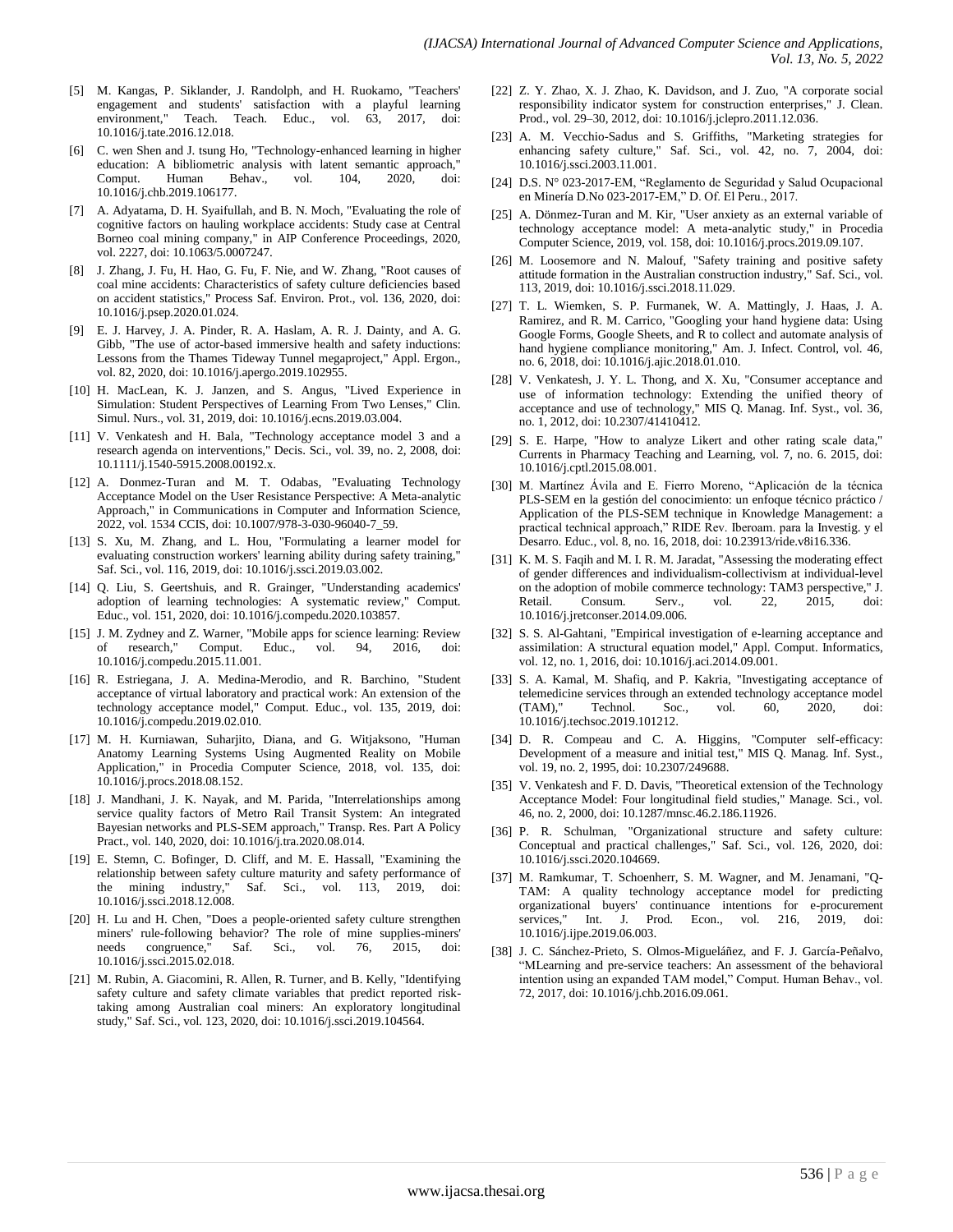[5] M. Kangas, P. Siklander, J. Randolph, and H. Ruokamo, "Teachers' engagement and students' satisfaction with a playful learning environment," Teach. Teach. Educ., vol. 63, 2017, doi: 10.1016/j.tate.2016.12.018.

[6] C. wen Shen and J. tsung Ho, "Technology-enhanced learning in higher education: A bibliometric analysis with latent semantic approach," Comput. Human Behav., vol. 104, 2020, doi: 10.1016/j.chb.2019.106177.

[7] A. Adyatama, D. H. Syaifullah, and B. N. Moch, "Evaluating the role of cognitive factors on hauling workplace accidents: Study case at Central Borneo coal mining company," in AIP Conference Proceedings, 2020, vol. 2227, doi: 10.1063/5.0007247.

[8] J. Zhang, J. Fu, H. Hao, G. Fu, F. Nie, and W. Zhang, "Root causes of coal mine accidents: Characteristics of safety culture deficiencies based on accident statistics," Process Saf. Environ. Prot., vol. 136, 2020, doi: 10.1016/j.psep.2020.01.024.

[9] E. J. Harvey, J. A. Pinder, R. A. Haslam, A. R. J. Dainty, and A. G. Gibb, "The use of actor-based immersive health and safety inductions: Lessons from the Thames Tideway Tunnel megaproject," Appl. Ergon., vol. 82, 2020, doi: 10.1016/j.apergo.2019.102955.

[10] H. MacLean, K. J. Janzen, and S. Angus, "Lived Experience in Simulation: Student Perspectives of Learning From Two Lenses," Clin. Simul. Nurs., vol. 31, 2019, doi: 10.1016/j.ecns.2019.03.004.

[11] V. Venkatesh and H. Bala, "Technology acceptance model 3 and a research agenda on interventions," Decis. Sci., vol. 39, no. 2, 2008, doi: 10.1111/j.1540-5915.2008.00192.x.

[12] A. Donmez-Turan and M. T. Odabas, "Evaluating Technology Acceptance Model on the User Resistance Perspective: A Meta-analytic Approach," in Communications in Computer and Information Science, 2022, vol. 1534 CCIS, doi: 10.1007/978-3-030-96040-7_59.

[13] S. Xu, M. Zhang, and L. Hou, "Formulating a learner model for evaluating construction workers' learning ability during safety training," Saf. Sci., vol. 116, 2019, doi: 10.1016/j.ssci.2019.03.002.

[14] Q. Liu, S. Geertshuis, and R. Grainger, "Understanding academics' adoption of learning technologies: A systematic review," Comput. Educ., vol. 151, 2020, doi: 10.1016/j.compedu.2020.103857.

[15] J. M. Zydney and Z. Warner, "Mobile apps for science learning: Review of research," Comput. Educ., vol. 94, 2016, doi: 10.1016/j.compedu.2015.11.001.

[16] R. Estriegana, J. A. Medina-Merodio, and R. Barchino, "Student acceptance of virtual laboratory and practical work: An extension of the technology acceptance model," Comput. Educ., vol. 135, 2019, doi: 10.1016/j.compedu.2019.02.010.

[17] M. H. Kurniawan, Suharjito, Diana, and G. Witjaksono, "Human Anatomy Learning Systems Using Augmented Reality on Mobile Application," in Procedia Computer Science, 2018, vol. 135, doi: 10.1016/j.procs.2018.08.152.

[18] J. Mandhani, J. K. Nayak, and M. Parida, "Interrelationships among service quality factors of Metro Rail Transit System: An integrated Bayesian networks and PLS-SEM approach," Transp. Res. Part A Policy Pract., vol. 140, 2020, doi: 10.1016/j.tra.2020.08.014.

[19] E. Stemn, C. Bofinger, D. Cliff, and M. E. Hassall, "Examining the relationship between safety culture maturity and safety performance of the mining industry," Saf. Sci., vol. 113, 2019, doi: 10.1016/j.ssci.2018.12.008.

[20] H. Lu and H. Chen, "Does a people-oriented safety culture strengthen miners' rule-following behavior? The role of mine supplies-miners' needs congruence," Saf. Sci., vol. 76, 2015, doi: 10.1016/j.ssci.2015.02.018.

[21] M. Rubin, A. Giacomini, R. Allen, R. Turner, and B. Kelly, "Identifying safety culture and safety climate variables that predict reported risk-taking among Australian coal miners: An exploratory longitudinal study," Saf. Sci., vol. 123, 2020, doi: 10.1016/j.ssci.2019.104564.

[22] Z. Y. Zhao, X. J. Zhao, K. Davidson, and J. Zuo, "A corporate social responsibility indicator system for construction enterprises," J. Clean. Prod., vol. 29–30, 2012, doi: 10.1016/j.jclepro.2011.12.036.

[23] A. M. Vecchio-Sadus and S. Griffiths, "Marketing strategies for enhancing safety culture," Saf. Sci., vol. 42, no. 7, 2004, doi: 10.1016/j.ssci.2003.11.001.

[24] D.S. N° 023-2017-EM, "Reglamento de Seguridad y Salud Ocupacional en Minería D.No 023-2017-EM," D. Of. El Peru., 2017.

[25] A. Dönmez-Turan and M. Kir, "User anxiety as an external variable of technology acceptance model: A meta-analytic study," in Procedia Computer Science, 2019, vol. 158, doi: 10.1016/j.procs.2019.09.107.

[26] M. Loosemore and N. Malouf, "Safety training and positive safety attitude formation in the Australian construction industry," Saf. Sci., vol. 113, 2019, doi: 10.1016/j.ssci.2018.11.029.

[27] T. L. Wiemken, S. P. Furmanek, W. A. Mattingly, J. Haas, J. A. Ramirez, and R. M. Carrico, "Googling your hand hygiene data: Using Google Forms, Google Sheets, and R to collect and automate analysis of hand hygiene compliance monitoring," Am. J. Infect. Control, vol. 46, no. 6, 2018, doi: 10.1016/j.ajic.2018.01.010.

[28] V. Venkatesh, J. Y. L. Thong, and X. Xu, "Consumer acceptance and use of information technology: Extending the unified theory of acceptance and use of technology," MIS Q. Manag. Inf. Syst., vol. 36, no. 1, 2012, doi: 10.2307/41410412.

[29] S. E. Harpe, "How to analyze Likert and other rating scale data," Currents in Pharmacy Teaching and Learning, vol. 7, no. 6. 2015, doi: 10.1016/j.cptl.2015.08.001.

[30] M. Martínez Ávila and E. Fierro Moreno, "Aplicación de la técnica PLS-SEM en la gestión del conocimiento: un enfoque técnico práctico / Application of the PLS-SEM technique in Knowledge Management: a practical technical approach," RIDE Rev. Iberoam. para la Investig. y el Desarro. Educ., vol. 8, no. 16, 2018, doi: 10.23913/ride.v8i16.336.

[31] K. M. S. Faqih and M. I. R. M. Jaradat, "Assessing the moderating effect of gender differences and individualism-collectivism at individual-level on the adoption of mobile commerce technology: TAM3 perspective," J. Retail. Consum. Serv., vol. 22, 2015, doi: 10.1016/j.jretconser.2014.09.006.

[32] S. S. Al-Gahtani, "Empirical investigation of e-learning acceptance and assimilation: A structural equation model," Appl. Comput. Informatics, vol. 12, no. 1, 2016, doi: 10.1016/j.aci.2014.09.001.

[33] S. A. Kamal, M. Shafiq, and P. Kakria, "Investigating acceptance of telemedicine services through an extended technology acceptance model (TAM)," Technol. Soc., vol. 60, 2020, doi: 10.1016/j.techsoc.2019.101212.

[34] D. R. Compeau and C. A. Higgins, "Computer self-efficacy: Development of a measure and initial test," MIS Q. Manag. Inf. Syst., vol. 19, no. 2, 1995, doi: 10.2307/249688.

[35] V. Venkatesh and F. D. Davis, "Theoretical extension of the Technology Acceptance Model: Four longitudinal field studies," Manage. Sci., vol. 46, no. 2, 2000, doi: 10.1287/mnsc.46.2.186.11926.

[36] P. R. Schulman, "Organizational structure and safety culture: Conceptual and practical challenges," Saf. Sci., vol. 126, 2020, doi: 10.1016/j.ssci.2020.104669.

[37] M. Ramkumar, T. Schoenherr, S. M. Wagner, and M. Jenamani, "Q-TAM: A quality technology acceptance model for predicting organizational buyers' continuance intentions for e-procurement services," Int. J. Prod. Econ., vol. 216, 2019, doi: 10.1016/j.ijpe.2019.06.003.

[38] J. C. Sánchez-Prieto, S. Olmos-Migueláñez, and F. J. García-Peñalvo, "MLearning and pre-service teachers: An assessment of the behavioral intention using an expanded TAM model," Comput. Human Behav., vol. 72, 2017, doi: 10.1016/j.chb.2016.09.061.